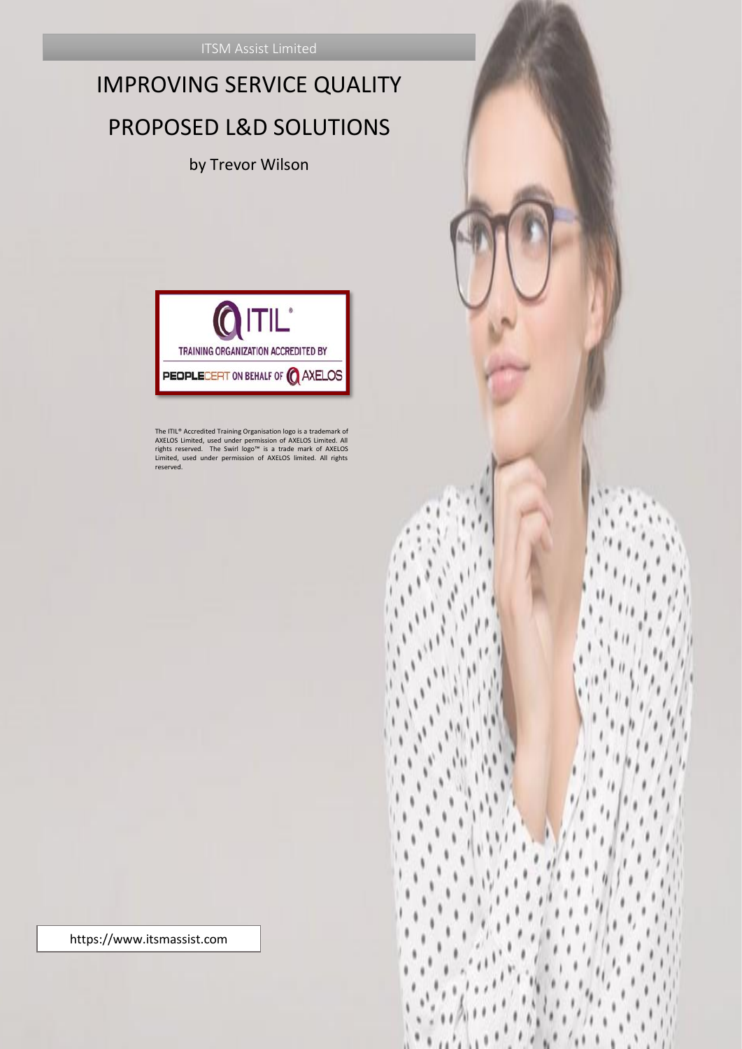ITSM Assist Limited

# IMPROVING SERVICE QUALITY

# PROPOSED L&D SOLUTIONS

by Trevor Wilson

ITIL® TRAINING ORGANIZATION ACCREDITED BY PEOPLECERT ON BEHALF OF AXELOS

The ITIL® Accredited Training Organisation logo is a trademark of AXELOS Limited, used under permission of AXELOS Limited. All rights reserved. The Swirl logo™ is a trade mark of AXELOS Limited, used under permission of AXELOS limited. All rights reserved.

https://www.itsmassist.com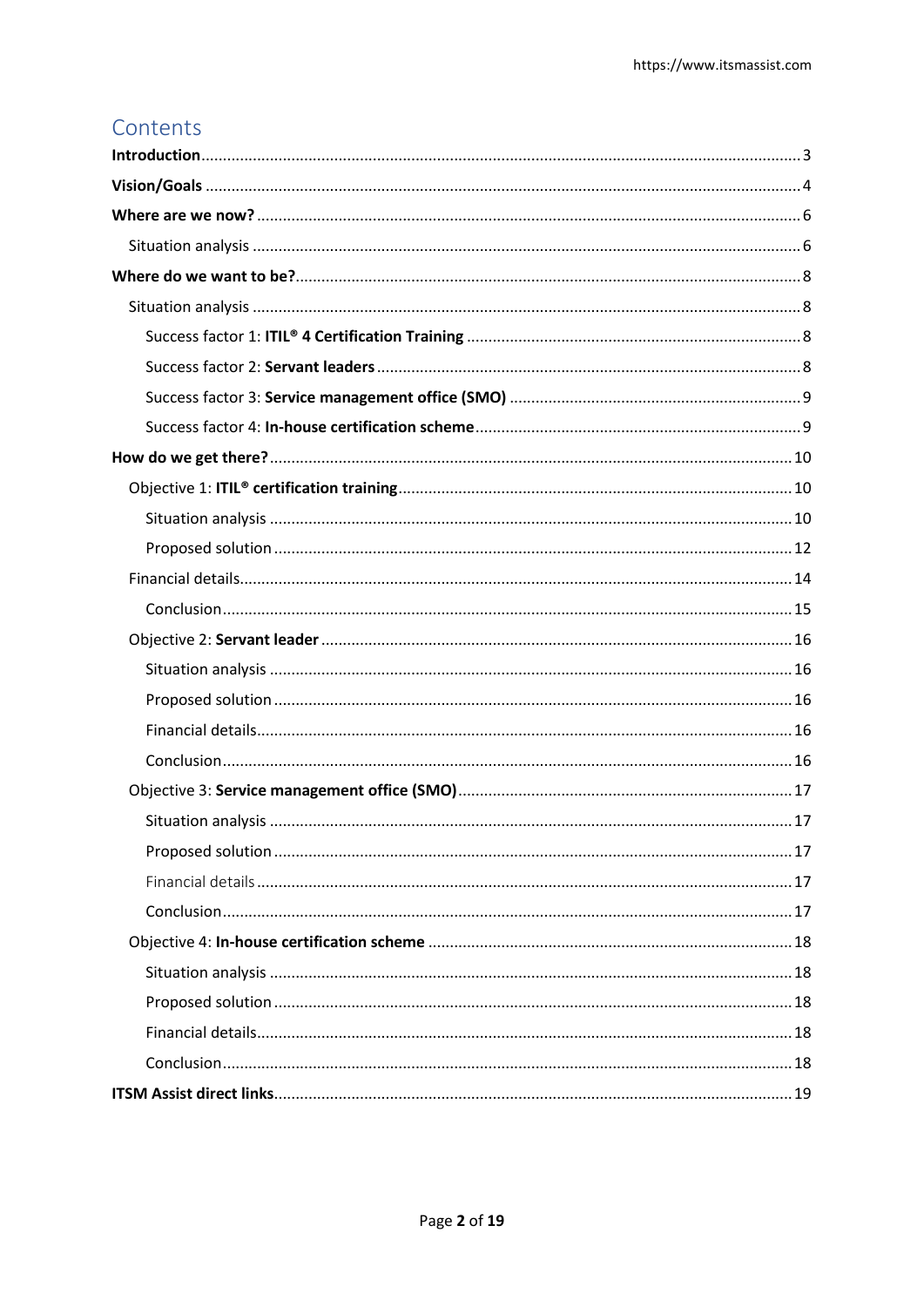# Contents

**Introduction** .......... 3

**Vision/Goals** .......... 4

**Where are we now?** .......... 6

- Situation analysis .......... 6

**Where do we want to be?** .......... 8

- Situation analysis .......... 8
  - Success factor 1: **ITIL® 4 Certification Training** .......... 8
  - Success factor 2: **Servant leaders** .......... 8
  - Success factor 3: **Service management office (SMO)** .......... 9
  - Success factor 4: **In-house certification scheme** .......... 9

**How do we get there?** .......... 10

- Objective 1: **ITIL® certification training** .......... 10
  - Situation analysis .......... 10
  - Proposed solution .......... 12
- Financial details .......... 14
  - Conclusion .......... 15
- Objective 2: **Servant leader** .......... 16
  - Situation analysis .......... 16
  - Proposed solution .......... 16
  - Financial details .......... 16
  - Conclusion .......... 16
- Objective 3: **Service management office (SMO)** .......... 17
  - Situation analysis .......... 17
  - Proposed solution .......... 17
  - Financial details .......... 17
  - Conclusion .......... 17
- Objective 4: **In-house certification scheme** .......... 18
  - Situation analysis .......... 18
  - Proposed solution .......... 18
  - Financial details .......... 18
  - Conclusion .......... 18

**ITSM Assist direct links** .......... 19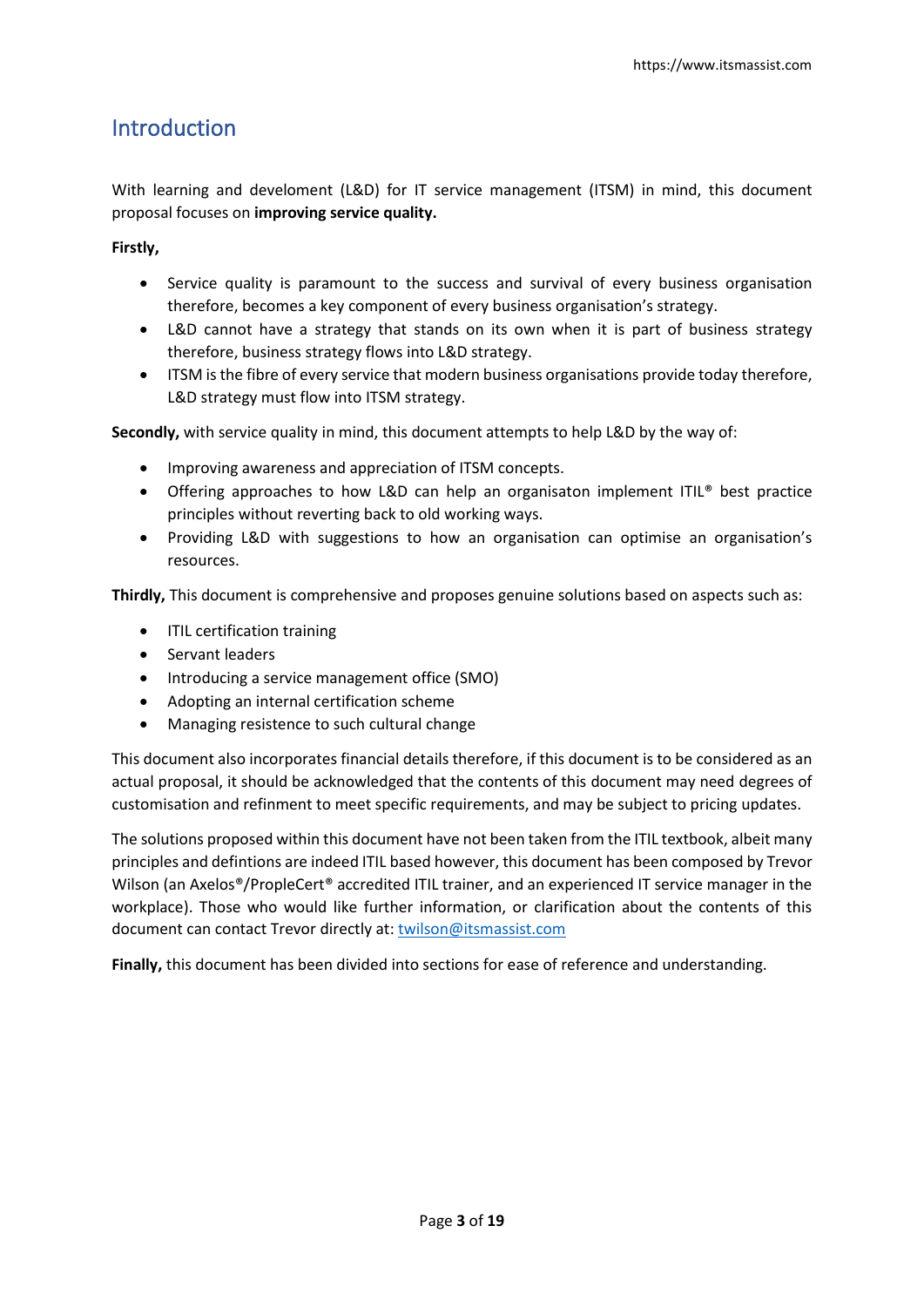## Introduction

With learning and develoment (L&D) for IT service management (ITSM) in mind, this document proposal focuses on **improving service quality.**

**Firstly,**

- Service quality is paramount to the success and survival of every business organisation therefore, becomes a key component of every business organisation's strategy.
- L&D cannot have a strategy that stands on its own when it is part of business strategy therefore, business strategy flows into L&D strategy.
- ITSM is the fibre of every service that modern business organisations provide today therefore, L&D strategy must flow into ITSM strategy.

**Secondly,** with service quality in mind, this document attempts to help L&D by the way of:

- Improving awareness and appreciation of ITSM concepts.
- Offering approaches to how L&D can help an organisaton implement ITIL® best practice principles without reverting back to old working ways.
- Providing L&D with suggestions to how an organisation can optimise an organisation's resources.

**Thirdly,** This document is comprehensive and proposes genuine solutions based on aspects such as:

- ITIL certification training
- Servant leaders
- Introducing a service management office (SMO)
- Adopting an internal certification scheme
- Managing resistence to such cultural change

This document also incorporates financial details therefore, if this document is to be considered as an actual proposal, it should be acknowledged that the contents of this document may need degrees of customisation and refinment to meet specific requirements, and may be subject to pricing updates.

The solutions proposed within this document have not been taken from the ITIL textbook, albeit many principles and defintions are indeed ITIL based however, this document has been composed by Trevor Wilson (an Axelos®/PropleCert® accredited ITIL trainer, and an experienced IT service manager in the workplace). Those who would like further information, or clarification about the contents of this document can contact Trevor directly at: twilson@itsmassist.com

**Finally,** this document has been divided into sections for ease of reference and understanding.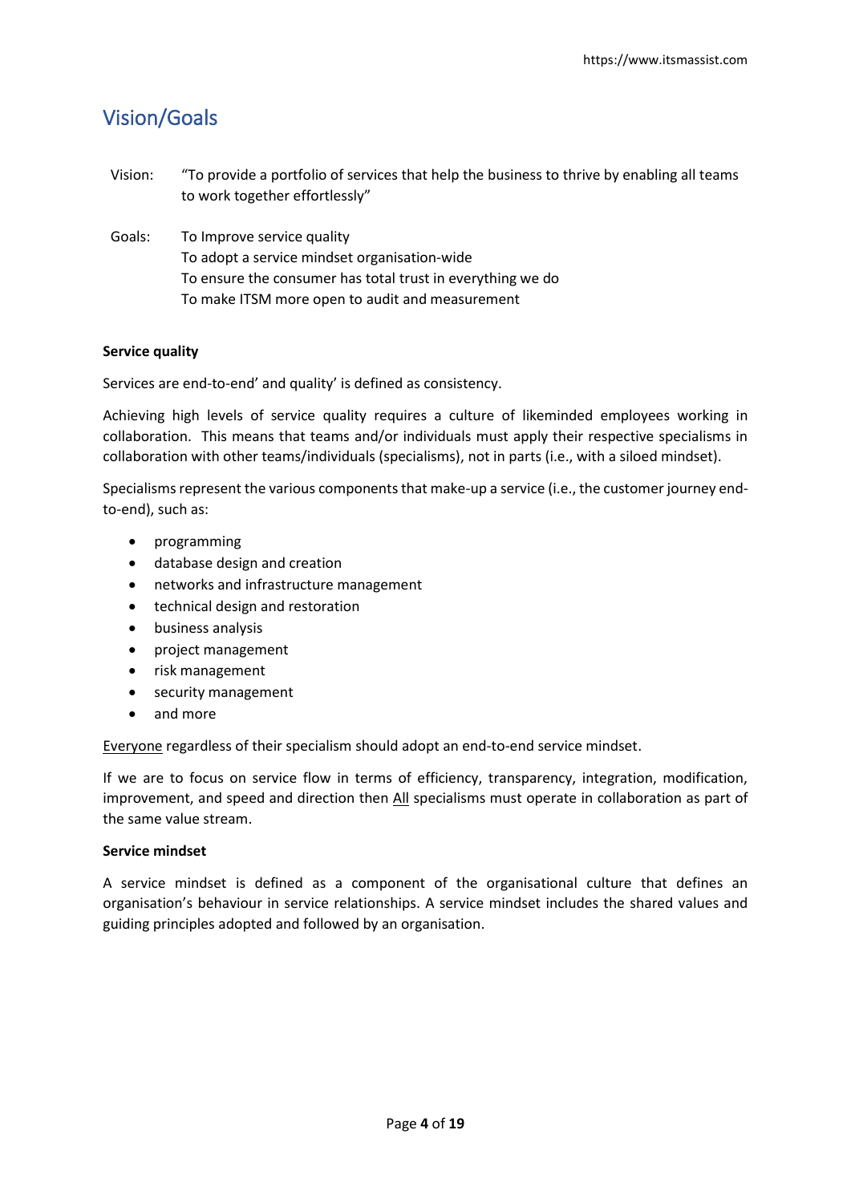## Vision/Goals

Vision: "To provide a portfolio of services that help the business to thrive by enabling all teams to work together effortlessly"

Goals: To Improve service quality
To adopt a service mindset organisation-wide
To ensure the consumer has total trust in everything we do
To make ITSM more open to audit and measurement

**Service quality**

Services are end-to-end' and quality' is defined as consistency.

Achieving high levels of service quality requires a culture of likeminded employees working in collaboration. This means that teams and/or individuals must apply their respective specialisms in collaboration with other teams/individuals (specialisms), not in parts (i.e., with a siloed mindset).

Specialisms represent the various components that make-up a service (i.e., the customer journey end-to-end), such as:

- programming
- database design and creation
- networks and infrastructure management
- technical design and restoration
- business analysis
- project management
- risk management
- security management
- and more

<u>Everyone</u> regardless of their specialism should adopt an end-to-end service mindset.

If we are to focus on service flow in terms of efficiency, transparency, integration, modification, improvement, and speed and direction then <u>All</u> specialisms must operate in collaboration as part of the same value stream.

**Service mindset**

A service mindset is defined as a component of the organisational culture that defines an organisation's behaviour in service relationships. A service mindset includes the shared values and guiding principles adopted and followed by an organisation.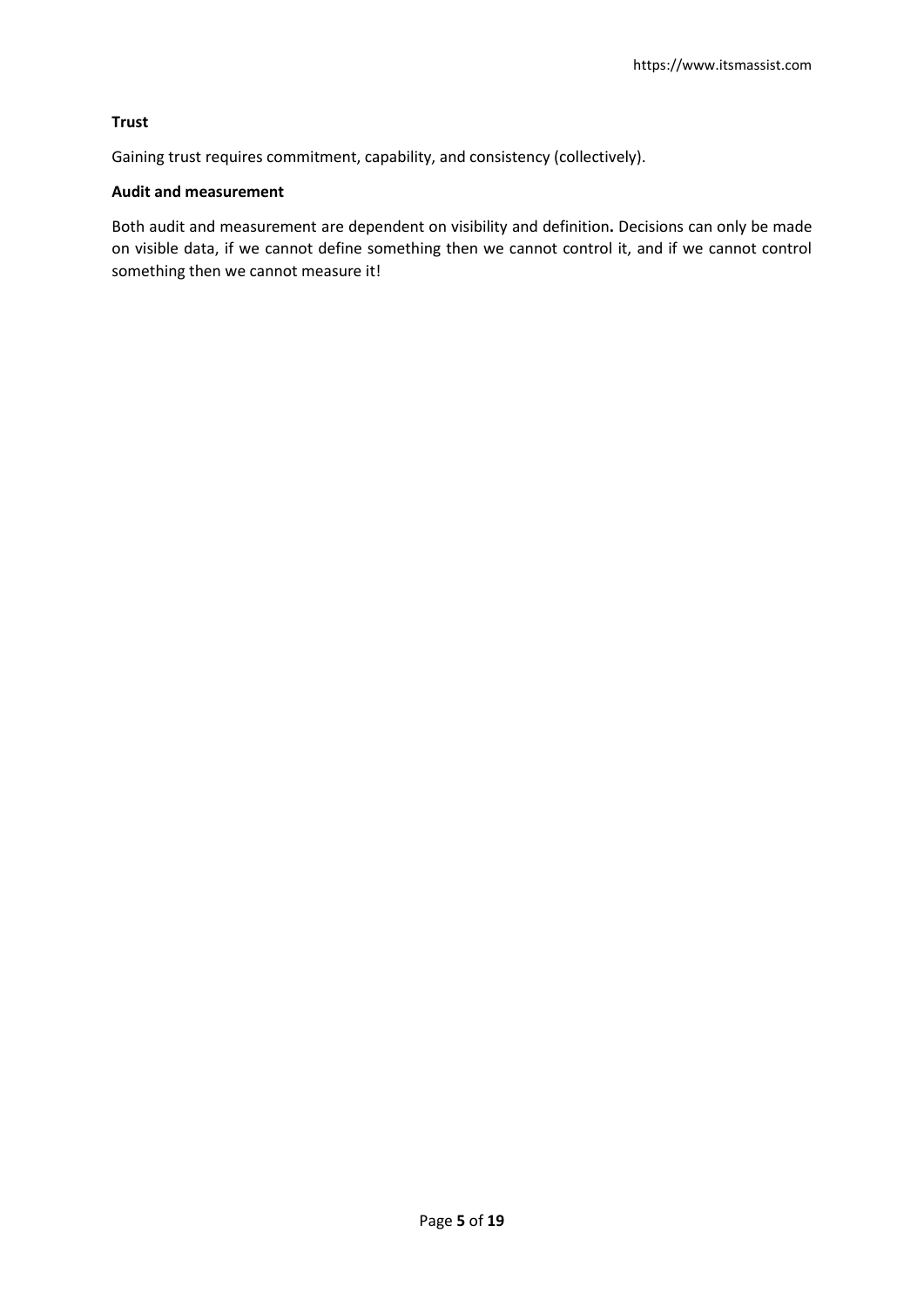**Trust**

Gaining trust requires commitment, capability, and consistency (collectively).

**Audit and measurement**

Both audit and measurement are dependent on visibility and definition**.** Decisions can only be made on visible data, if we cannot define something then we cannot control it, and if we cannot control something then we cannot measure it!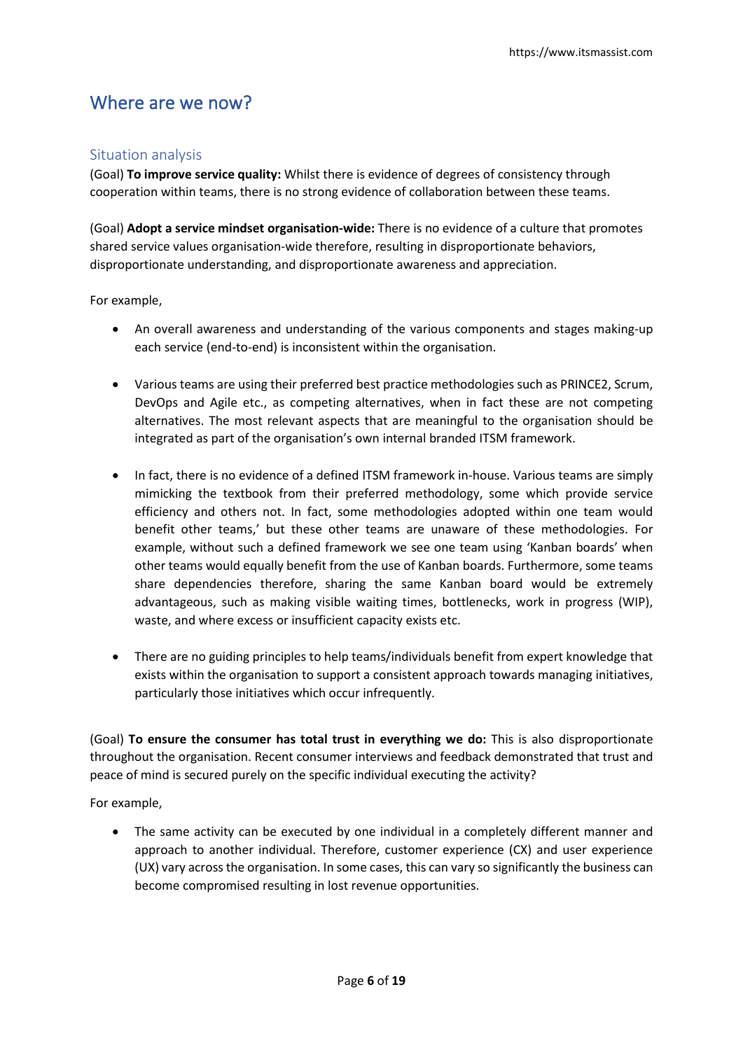## Where are we now?

### Situation analysis

(Goal) **To improve service quality:** Whilst there is evidence of degrees of consistency through cooperation within teams, there is no strong evidence of collaboration between these teams.

(Goal) **Adopt a service mindset organisation-wide:** There is no evidence of a culture that promotes shared service values organisation-wide therefore, resulting in disproportionate behaviors, disproportionate understanding, and disproportionate awareness and appreciation.

For example,

- An overall awareness and understanding of the various components and stages making-up each service (end-to-end) is inconsistent within the organisation.

- Various teams are using their preferred best practice methodologies such as PRINCE2, Scrum, DevOps and Agile etc., as competing alternatives, when in fact these are not competing alternatives. The most relevant aspects that are meaningful to the organisation should be integrated as part of the organisation's own internal branded ITSM framework.

- In fact, there is no evidence of a defined ITSM framework in-house. Various teams are simply mimicking the textbook from their preferred methodology, some which provide service efficiency and others not. In fact, some methodologies adopted within one team would benefit other teams,' but these other teams are unaware of these methodologies. For example, without such a defined framework we see one team using 'Kanban boards' when other teams would equally benefit from the use of Kanban boards. Furthermore, some teams share dependencies therefore, sharing the same Kanban board would be extremely advantageous, such as making visible waiting times, bottlenecks, work in progress (WIP), waste, and where excess or insufficient capacity exists etc.

- There are no guiding principles to help teams/individuals benefit from expert knowledge that exists within the organisation to support a consistent approach towards managing initiatives, particularly those initiatives which occur infrequently.

(Goal) **To ensure the consumer has total trust in everything we do:** This is also disproportionate throughout the organisation. Recent consumer interviews and feedback demonstrated that trust and peace of mind is secured purely on the specific individual executing the activity?

For example,

- The same activity can be executed by one individual in a completely different manner and approach to another individual. Therefore, customer experience (CX) and user experience (UX) vary across the organisation. In some cases, this can vary so significantly the business can become compromised resulting in lost revenue opportunities.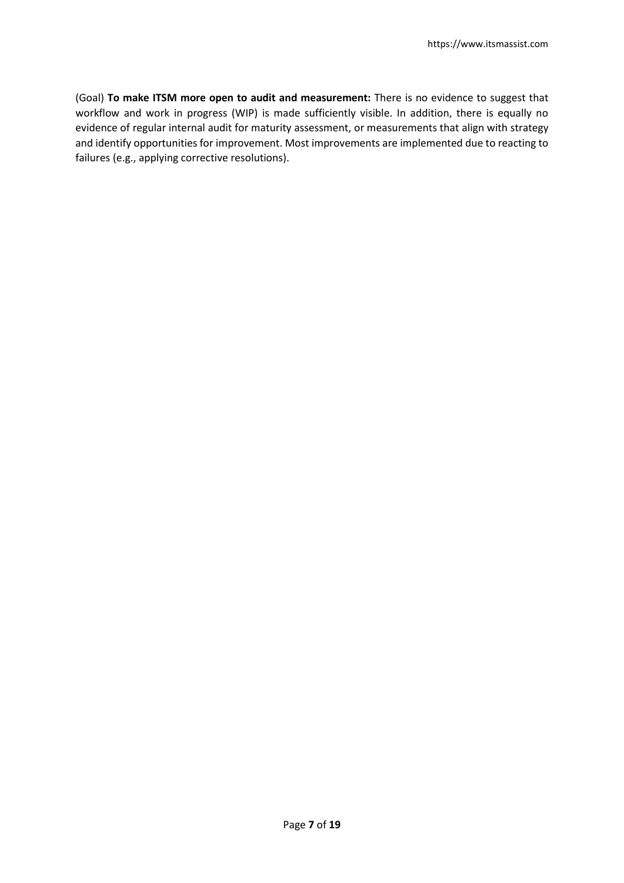(Goal) **To make ITSM more open to audit and measurement:** There is no evidence to suggest that workflow and work in progress (WIP) is made sufficiently visible. In addition, there is equally no evidence of regular internal audit for maturity assessment, or measurements that align with strategy and identify opportunities for improvement. Most improvements are implemented due to reacting to failures (e.g., applying corrective resolutions).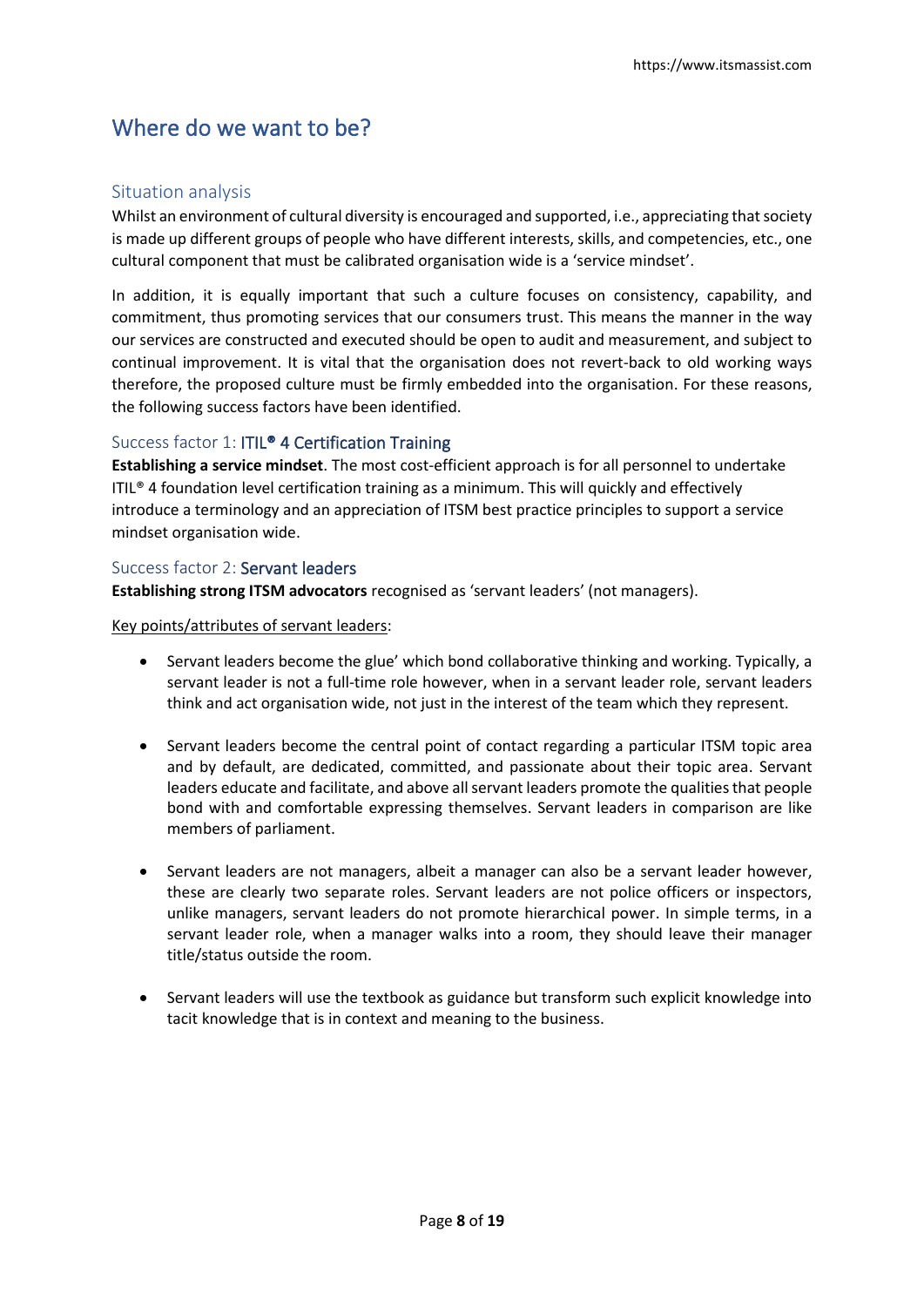# Where do we want to be?

## Situation analysis

Whilst an environment of cultural diversity is encouraged and supported, i.e., appreciating that society is made up different groups of people who have different interests, skills, and competencies, etc., one cultural component that must be calibrated organisation wide is a 'service mindset'.

In addition, it is equally important that such a culture focuses on consistency, capability, and commitment, thus promoting services that our consumers trust. This means the manner in the way our services are constructed and executed should be open to audit and measurement, and subject to continual improvement. It is vital that the organisation does not revert-back to old working ways therefore, the proposed culture must be firmly embedded into the organisation. For these reasons, the following success factors have been identified.

### Success factor 1: ITIL® 4 Certification Training

**Establishing a service mindset**. The most cost-efficient approach is for all personnel to undertake ITIL® 4 foundation level certification training as a minimum. This will quickly and effectively introduce a terminology and an appreciation of ITSM best practice principles to support a service mindset organisation wide.

### Success factor 2: Servant leaders

**Establishing strong ITSM advocators** recognised as 'servant leaders' (not managers).

Key points/attributes of servant leaders:

- Servant leaders become the glue' which bond collaborative thinking and working. Typically, a servant leader is not a full-time role however, when in a servant leader role, servant leaders think and act organisation wide, not just in the interest of the team which they represent.

- Servant leaders become the central point of contact regarding a particular ITSM topic area and by default, are dedicated, committed, and passionate about their topic area. Servant leaders educate and facilitate, and above all servant leaders promote the qualities that people bond with and comfortable expressing themselves. Servant leaders in comparison are like members of parliament.

- Servant leaders are not managers, albeit a manager can also be a servant leader however, these are clearly two separate roles. Servant leaders are not police officers or inspectors, unlike managers, servant leaders do not promote hierarchical power. In simple terms, in a servant leader role, when a manager walks into a room, they should leave their manager title/status outside the room.

- Servant leaders will use the textbook as guidance but transform such explicit knowledge into tacit knowledge that is in context and meaning to the business.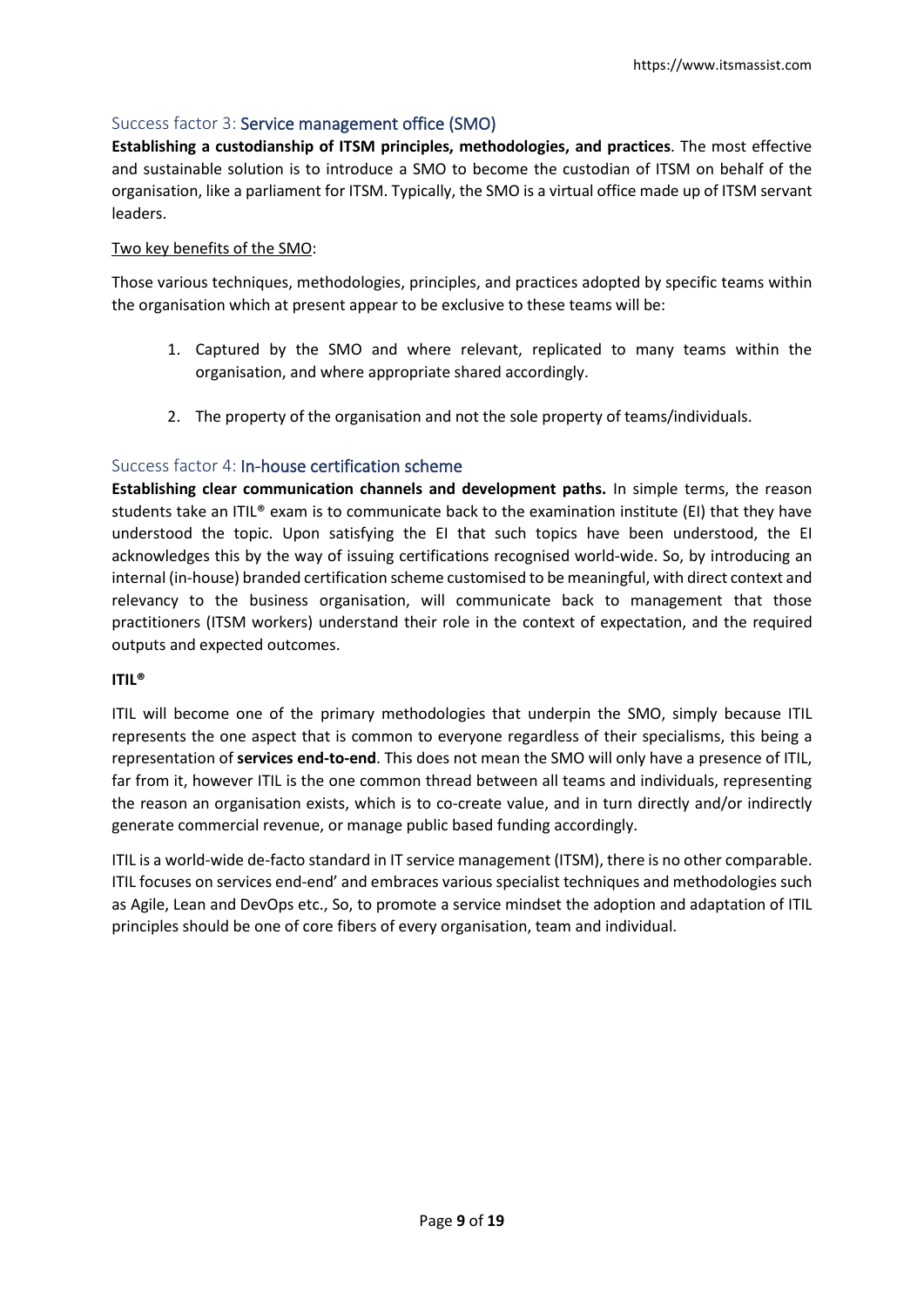## Success factor 3: Service management office (SMO)

**Establishing a custodianship of ITSM principles, methodologies, and practices**. The most effective and sustainable solution is to introduce a SMO to become the custodian of ITSM on behalf of the organisation, like a parliament for ITSM. Typically, the SMO is a virtual office made up of ITSM servant leaders.

Two key benefits of the SMO:

Those various techniques, methodologies, principles, and practices adopted by specific teams within the organisation which at present appear to be exclusive to these teams will be:

1. Captured by the SMO and where relevant, replicated to many teams within the organisation, and where appropriate shared accordingly.
2. The property of the organisation and not the sole property of teams/individuals.

## Success factor 4: In-house certification scheme

**Establishing clear communication channels and development paths.** In simple terms, the reason students take an ITIL® exam is to communicate back to the examination institute (EI) that they have understood the topic. Upon satisfying the EI that such topics have been understood, the EI acknowledges this by the way of issuing certifications recognised world-wide. So, by introducing an internal (in-house) branded certification scheme customised to be meaningful, with direct context and relevancy to the business organisation, will communicate back to management that those practitioners (ITSM workers) understand their role in the context of expectation, and the required outputs and expected outcomes.

**ITIL®**

ITIL will become one of the primary methodologies that underpin the SMO, simply because ITIL represents the one aspect that is common to everyone regardless of their specialisms, this being a representation of **services end-to-end**. This does not mean the SMO will only have a presence of ITIL, far from it, however ITIL is the one common thread between all teams and individuals, representing the reason an organisation exists, which is to co-create value, and in turn directly and/or indirectly generate commercial revenue, or manage public based funding accordingly.

ITIL is a world-wide de-facto standard in IT service management (ITSM), there is no other comparable. ITIL focuses on services end-end' and embraces various specialist techniques and methodologies such as Agile, Lean and DevOps etc., So, to promote a service mindset the adoption and adaptation of ITIL principles should be one of core fibers of every organisation, team and individual.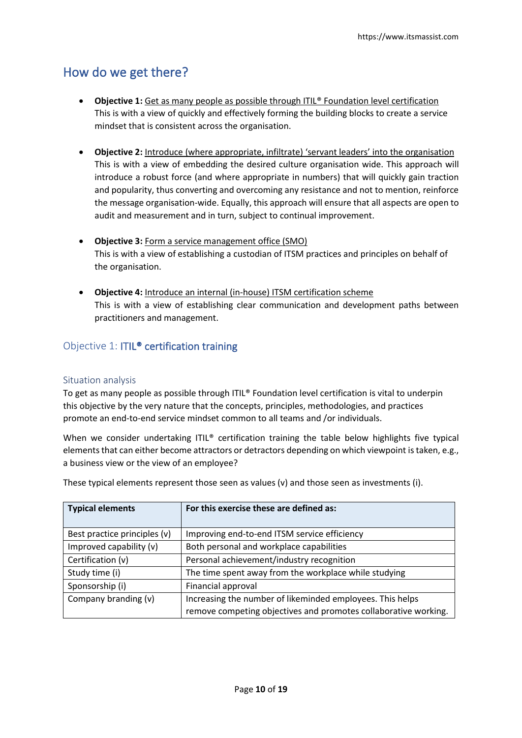## How do we get there?

- **Objective 1:** Get as many people as possible through ITIL® Foundation level certification
  This is with a view of quickly and effectively forming the building blocks to create a service mindset that is consistent across the organisation.

- **Objective 2:** Introduce (where appropriate, infiltrate) 'servant leaders' into the organisation
  This is with a view of embedding the desired culture organisation wide. This approach will introduce a robust force (and where appropriate in numbers) that will quickly gain traction and popularity, thus converting and overcoming any resistance and not to mention, reinforce the message organisation-wide. Equally, this approach will ensure that all aspects are open to audit and measurement and in turn, subject to continual improvement.

- **Objective 3:** Form a service management office (SMO)
  This is with a view of establishing a custodian of ITSM practices and principles on behalf of the organisation.

- **Objective 4:** Introduce an internal (in-house) ITSM certification scheme
  This is with a view of establishing clear communication and development paths between practitioners and management.

### Objective 1: ITIL® certification training

#### Situation analysis

To get as many people as possible through ITIL® Foundation level certification is vital to underpin this objective by the very nature that the concepts, principles, methodologies, and practices promote an end-to-end service mindset common to all teams and /or individuals.

When we consider undertaking ITIL® certification training the table below highlights five typical elements that can either become attractors or detractors depending on which viewpoint is taken, e.g., a business view or the view of an employee?

These typical elements represent those seen as values (v) and those seen as investments (i).

| Typical elements | For this exercise these are defined as: |
|---|---|
| Best practice principles (v) | Improving end-to-end ITSM service efficiency |
| Improved capability (v) | Both personal and workplace capabilities |
| Certification (v) | Personal achievement/industry recognition |
| Study time (i) | The time spent away from the workplace while studying |
| Sponsorship (i) | Financial approval |
| Company branding (v) | Increasing the number of likeminded employees. This helps remove competing objectives and promotes collaborative working. |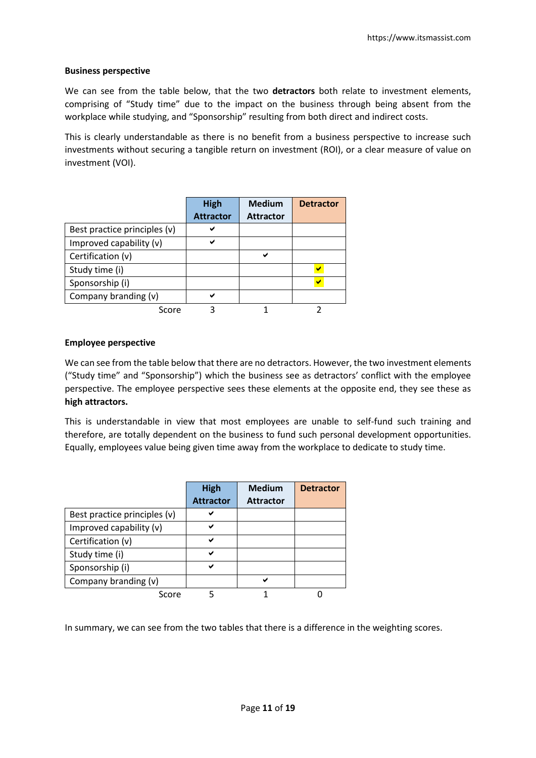**Business perspective**

We can see from the table below, that the two **detractors** both relate to investment elements, comprising of "Study time" due to the impact on the business through being absent from the workplace while studying, and "Sponsorship" resulting from both direct and indirect costs.

This is clearly understandable as there is no benefit from a business perspective to increase such investments without securing a tangible return on investment (ROI), or a clear measure of value on investment (VOI).

| | High Attractor | Medium Attractor | Detractor |
|---|---|---|---|
| Best practice principles (v) | ✔ | | |
| Improved capability (v) | ✔ | | |
| Certification (v) | | ✔ | |
| Study time (i) | | | ✔ |
| Sponsorship (i) | | | ✔ |
| Company branding (v) | ✔ | | |
| Score | 3 | 1 | 2 |

**Employee perspective**

We can see from the table below that there are no detractors. However, the two investment elements ("Study time" and "Sponsorship") which the business see as detractors' conflict with the employee perspective. The employee perspective sees these elements at the opposite end, they see these as **high attractors.**

This is understandable in view that most employees are unable to self-fund such training and therefore, are totally dependent on the business to fund such personal development opportunities. Equally, employees value being given time away from the workplace to dedicate to study time.

| | High Attractor | Medium Attractor | Detractor |
|---|---|---|---|
| Best practice principles (v) | ✔ | | |
| Improved capability (v) | ✔ | | |
| Certification (v) | ✔ | | |
| Study time (i) | ✔ | | |
| Sponsorship (i) | ✔ | | |
| Company branding (v) | | ✔ | |
| Score | 5 | 1 | 0 |

In summary, we can see from the two tables that there is a difference in the weighting scores.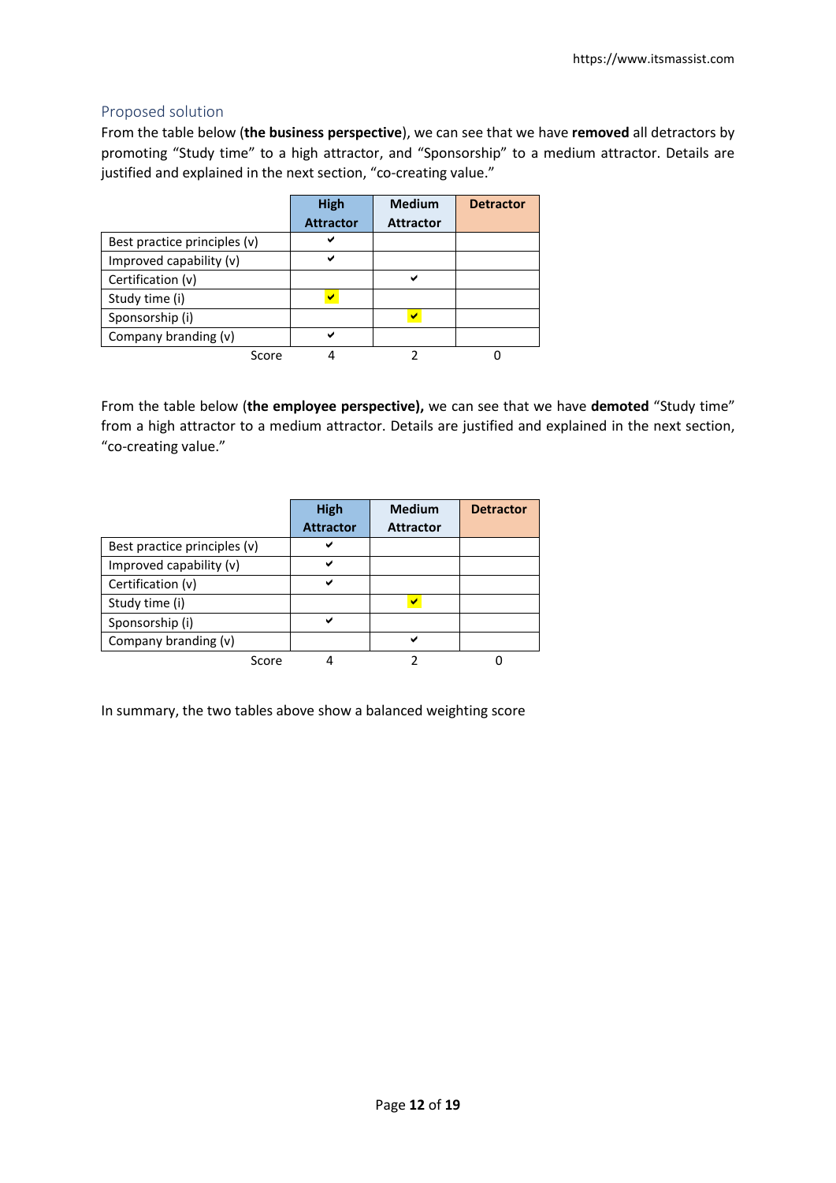## Proposed solution

From the table below (**the business perspective**), we can see that we have **removed** all detractors by promoting "Study time" to a high attractor, and "Sponsorship" to a medium attractor. Details are justified and explained in the next section, "co-creating value."

| | High Attractor | Medium Attractor | Detractor |
|---|---|---|---|
| Best practice principles (v) | ✔ | | |
| Improved capability (v) | ✔ | | |
| Certification (v) | | ✔ | |
| Study time (i) | ✔ | | |
| Sponsorship (i) | | ✔ | |
| Company branding (v) | ✔ | | |
| Score | 4 | 2 | 0 |

From the table below (**the employee perspective),** we can see that we have **demoted** "Study time" from a high attractor to a medium attractor. Details are justified and explained in the next section, "co-creating value."

| | High Attractor | Medium Attractor | Detractor |
|---|---|---|---|
| Best practice principles (v) | ✔ | | |
| Improved capability (v) | ✔ | | |
| Certification (v) | ✔ | | |
| Study time (i) | | ✔ | |
| Sponsorship (i) | ✔ | | |
| Company branding (v) | | ✔ | |
| Score | 4 | 2 | 0 |

In summary, the two tables above show a balanced weighting score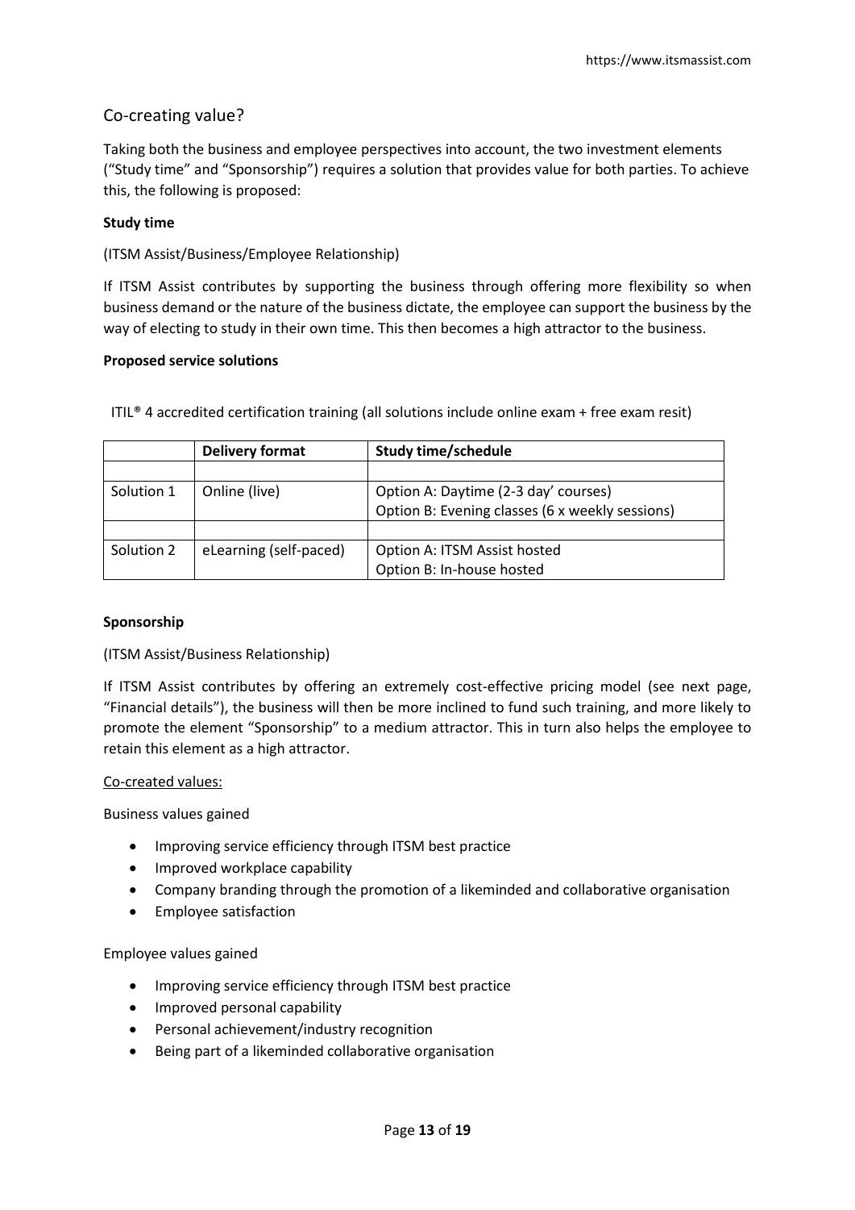## Co-creating value?

Taking both the business and employee perspectives into account, the two investment elements ("Study time" and "Sponsorship") requires a solution that provides value for both parties. To achieve this, the following is proposed:

**Study time**

(ITSM Assist/Business/Employee Relationship)

If ITSM Assist contributes by supporting the business through offering more flexibility so when business demand or the nature of the business dictate, the employee can support the business by the way of electing to study in their own time. This then becomes a high attractor to the business.

**Proposed service solutions**

ITIL® 4 accredited certification training (all solutions include online exam + free exam resit)

| | Delivery format | Study time/schedule |
|---|---|---|
| | | |
| Solution 1 | Online (live) | Option A: Daytime (2-3 day' courses)<br>Option B: Evening classes (6 x weekly sessions) |
| | | |
| Solution 2 | eLearning (self-paced) | Option A: ITSM Assist hosted<br>Option B: In-house hosted |

**Sponsorship**

(ITSM Assist/Business Relationship)

If ITSM Assist contributes by offering an extremely cost-effective pricing model (see next page, "Financial details"), the business will then be more inclined to fund such training, and more likely to promote the element "Sponsorship" to a medium attractor. This in turn also helps the employee to retain this element as a high attractor.

Co-created values:

Business values gained

- Improving service efficiency through ITSM best practice
- Improved workplace capability
- Company branding through the promotion of a likeminded and collaborative organisation
- Employee satisfaction

Employee values gained

- Improving service efficiency through ITSM best practice
- Improved personal capability
- Personal achievement/industry recognition
- Being part of a likeminded collaborative organisation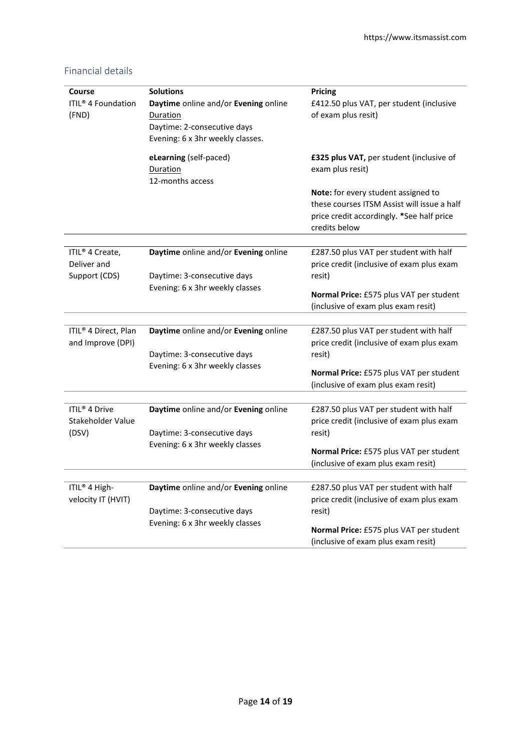## Financial details

| Course | Solutions | Pricing |
|---|---|---|
| ITIL® 4 Foundation (FND) | **Daytime** online and/or **Evening** online<br>Duration<br>Daytime: 2-consecutive days<br>Evening: 6 x 3hr weekly classes. | £412.50 plus VAT, per student (inclusive of exam plus resit) |
| | **eLearning** (self-paced)<br>Duration<br>12-months access | **£325 plus VAT,** per student (inclusive of exam plus resit)<br>**Note:** for every student assigned to these courses ITSM Assist will issue a half price credit accordingly. ***See half price credits below |
| ITIL® 4 Create, Deliver and Support (CDS) | **Daytime** online and/or **Evening** online<br>Daytime: 3-consecutive days<br>Evening: 6 x 3hr weekly classes | £287.50 plus VAT per student with half price credit (inclusive of exam plus exam resit)<br>**Normal Price:** £575 plus VAT per student (inclusive of exam plus exam resit) |
| ITIL® 4 Direct, Plan and Improve (DPI) | **Daytime** online and/or **Evening** online<br>Daytime: 3-consecutive days<br>Evening: 6 x 3hr weekly classes | £287.50 plus VAT per student with half price credit (inclusive of exam plus exam resit)<br>**Normal Price:** £575 plus VAT per student (inclusive of exam plus exam resit) |
| ITIL® 4 Drive Stakeholder Value (DSV) | **Daytime** online and/or **Evening** online<br>Daytime: 3-consecutive days<br>Evening: 6 x 3hr weekly classes | £287.50 plus VAT per student with half price credit (inclusive of exam plus exam resit)<br>**Normal Price:** £575 plus VAT per student (inclusive of exam plus exam resit) |
| ITIL® 4 High-velocity IT (HVIT) | **Daytime** online and/or **Evening** online<br>Daytime: 3-consecutive days<br>Evening: 6 x 3hr weekly classes | £287.50 plus VAT per student with half price credit (inclusive of exam plus exam resit)<br>**Normal Price:** £575 plus VAT per student (inclusive of exam plus exam resit) |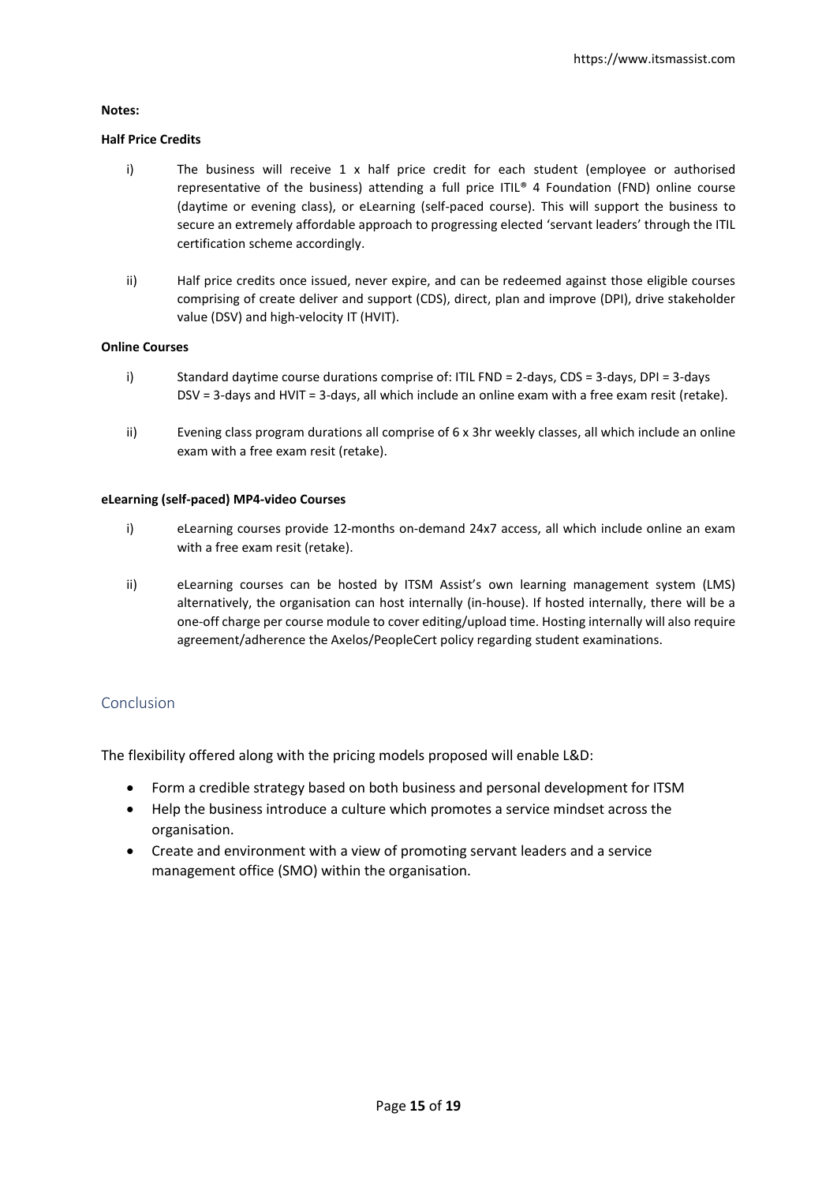**Notes:**

**Half Price Credits**

i) The business will receive 1 x half price credit for each student (employee or authorised representative of the business) attending a full price ITIL® 4 Foundation (FND) online course (daytime or evening class), or eLearning (self-paced course). This will support the business to secure an extremely affordable approach to progressing elected 'servant leaders' through the ITIL certification scheme accordingly.

ii) Half price credits once issued, never expire, and can be redeemed against those eligible courses comprising of create deliver and support (CDS), direct, plan and improve (DPI), drive stakeholder value (DSV) and high-velocity IT (HVIT).

**Online Courses**

i) Standard daytime course durations comprise of: ITIL FND = 2-days, CDS = 3-days, DPI = 3-days DSV = 3-days and HVIT = 3-days, all which include an online exam with a free exam resit (retake).

ii) Evening class program durations all comprise of 6 x 3hr weekly classes, all which include an online exam with a free exam resit (retake).

**eLearning (self-paced) MP4-video Courses**

i) eLearning courses provide 12-months on-demand 24x7 access, all which include online an exam with a free exam resit (retake).

ii) eLearning courses can be hosted by ITSM Assist's own learning management system (LMS) alternatively, the organisation can host internally (in-house). If hosted internally, there will be a one-off charge per course module to cover editing/upload time. Hosting internally will also require agreement/adherence the Axelos/PeopleCert policy regarding student examinations.

## Conclusion

The flexibility offered along with the pricing models proposed will enable L&D:

- Form a credible strategy based on both business and personal development for ITSM
- Help the business introduce a culture which promotes a service mindset across the organisation.
- Create and environment with a view of promoting servant leaders and a service management office (SMO) within the organisation.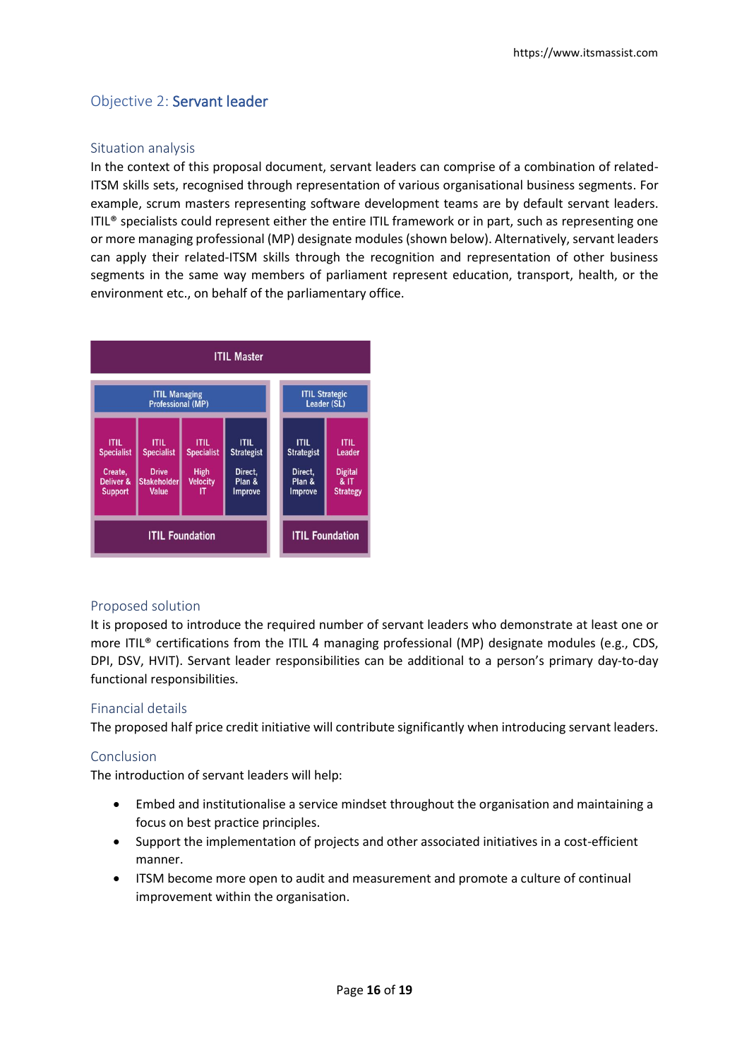## Objective 2: Servant leader

### Situation analysis

In the context of this proposal document, servant leaders can comprise of a combination of related-ITSM skills sets, recognised through representation of various organisational business segments. For example, scrum masters representing software development teams are by default servant leaders. ITIL® specialists could represent either the entire ITIL framework or in part, such as representing one or more managing professional (MP) designate modules (shown below). Alternatively, servant leaders can apply their related-ITSM skills through the recognition and representation of other business segments in the same way members of parliament represent education, transport, health, or the environment etc., on behalf of the parliamentary office.

| ITIL Master | | | | | |
|---|---|---|---|---|---|
| ITIL Managing Professional (MP) | | | | ITIL Strategic Leader (SL) | |
| ITIL Specialist Create, Deliver & Support | ITIL Specialist Drive Stakeholder Value | ITIL Specialist High Velocity IT | ITIL Strategist Direct, Plan & Improve | ITIL Strategist Direct, Plan & Improve | ITIL Leader Digital & IT Strategy |
| ITIL Foundation | | | | ITIL Foundation | |

### Proposed solution

It is proposed to introduce the required number of servant leaders who demonstrate at least one or more ITIL® certifications from the ITIL 4 managing professional (MP) designate modules (e.g., CDS, DPI, DSV, HVIT). Servant leader responsibilities can be additional to a person's primary day-to-day functional responsibilities.

### Financial details

The proposed half price credit initiative will contribute significantly when introducing servant leaders.

### Conclusion

The introduction of servant leaders will help:

- Embed and institutionalise a service mindset throughout the organisation and maintaining a focus on best practice principles.
- Support the implementation of projects and other associated initiatives in a cost-efficient manner.
- ITSM become more open to audit and measurement and promote a culture of continual improvement within the organisation.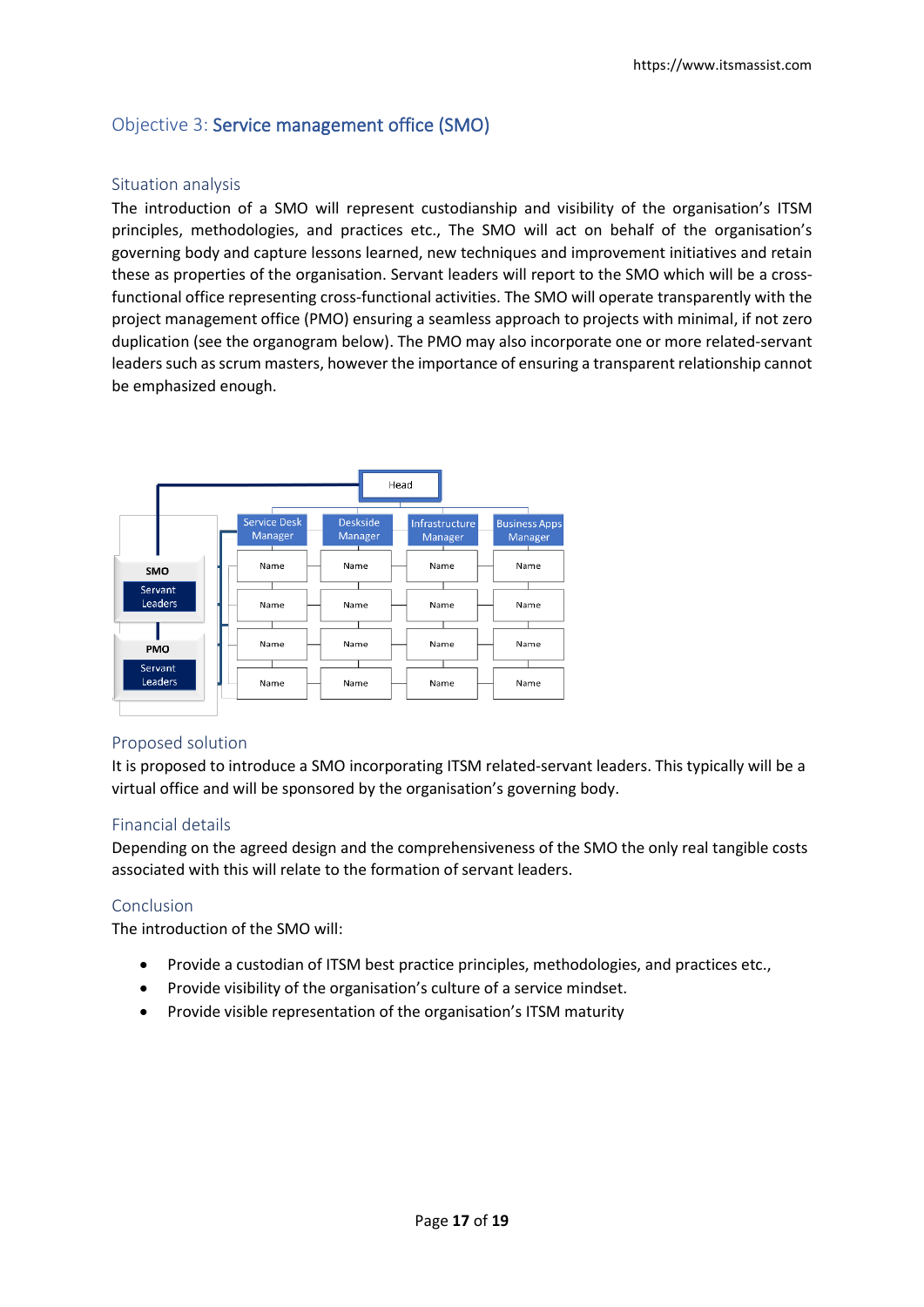## Objective 3: Service management office (SMO)

### Situation analysis

The introduction of a SMO will represent custodianship and visibility of the organisation's ITSM principles, methodologies, and practices etc., The SMO will act on behalf of the organisation's governing body and capture lessons learned, new techniques and improvement initiatives and retain these as properties of the organisation. Servant leaders will report to the SMO which will be a cross-functional office representing cross-functional activities. The SMO will operate transparently with the project management office (PMO) ensuring a seamless approach to projects with minimal, if not zero duplication (see the organogram below). The PMO may also incorporate one or more related-servant leaders such as scrum masters, however the importance of ensuring a transparent relationship cannot be emphasized enough.

Head

SMO — Servant Leaders

PMO — Servant Leaders

| Service Desk Manager | Deskside Manager | Infrastructure Manager | Business Apps Manager |
| --- | --- | --- | --- |
| Name | Name | Name | Name |
| Name | Name | Name | Name |
| Name | Name | Name | Name |
| Name | Name | Name | Name |

### Proposed solution

It is proposed to introduce a SMO incorporating ITSM related-servant leaders. This typically will be a virtual office and will be sponsored by the organisation's governing body.

### Financial details

Depending on the agreed design and the comprehensiveness of the SMO the only real tangible costs associated with this will relate to the formation of servant leaders.

### Conclusion

The introduction of the SMO will:

- Provide a custodian of ITSM best practice principles, methodologies, and practices etc.,
- Provide visibility of the organisation's culture of a service mindset.
- Provide visible representation of the organisation's ITSM maturity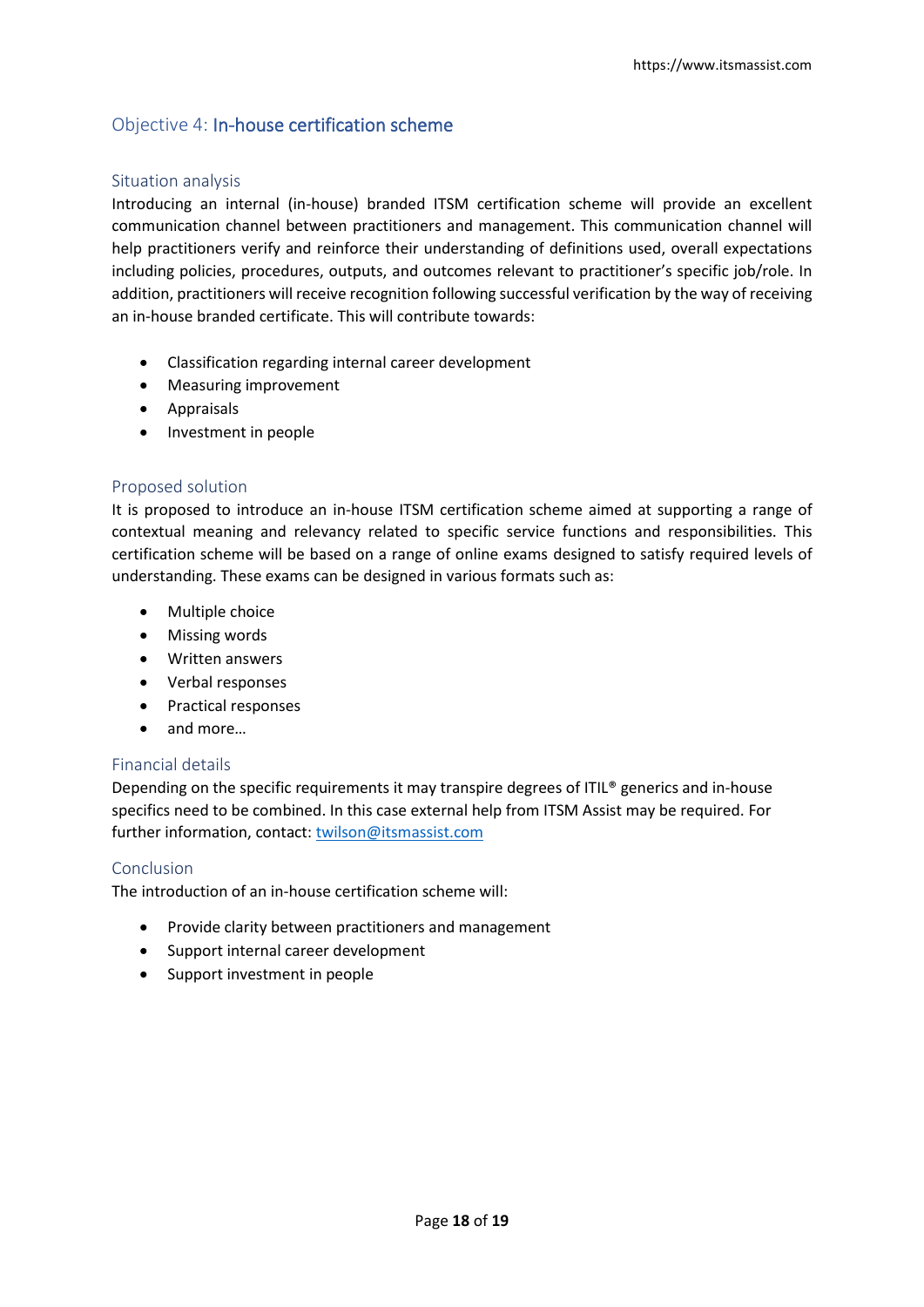## Objective 4: In-house certification scheme

### Situation analysis

Introducing an internal (in-house) branded ITSM certification scheme will provide an excellent communication channel between practitioners and management. This communication channel will help practitioners verify and reinforce their understanding of definitions used, overall expectations including policies, procedures, outputs, and outcomes relevant to practitioner's specific job/role. In addition, practitioners will receive recognition following successful verification by the way of receiving an in-house branded certificate. This will contribute towards:

- Classification regarding internal career development
- Measuring improvement
- Appraisals
- Investment in people

### Proposed solution

It is proposed to introduce an in-house ITSM certification scheme aimed at supporting a range of contextual meaning and relevancy related to specific service functions and responsibilities. This certification scheme will be based on a range of online exams designed to satisfy required levels of understanding. These exams can be designed in various formats such as:

- Multiple choice
- Missing words
- Written answers
- Verbal responses
- Practical responses
- and more…

### Financial details

Depending on the specific requirements it may transpire degrees of ITIL® generics and in-house specifics need to be combined. In this case external help from ITSM Assist may be required. For further information, contact: twilson@itsmassist.com

### Conclusion

The introduction of an in-house certification scheme will:

- Provide clarity between practitioners and management
- Support internal career development
- Support investment in people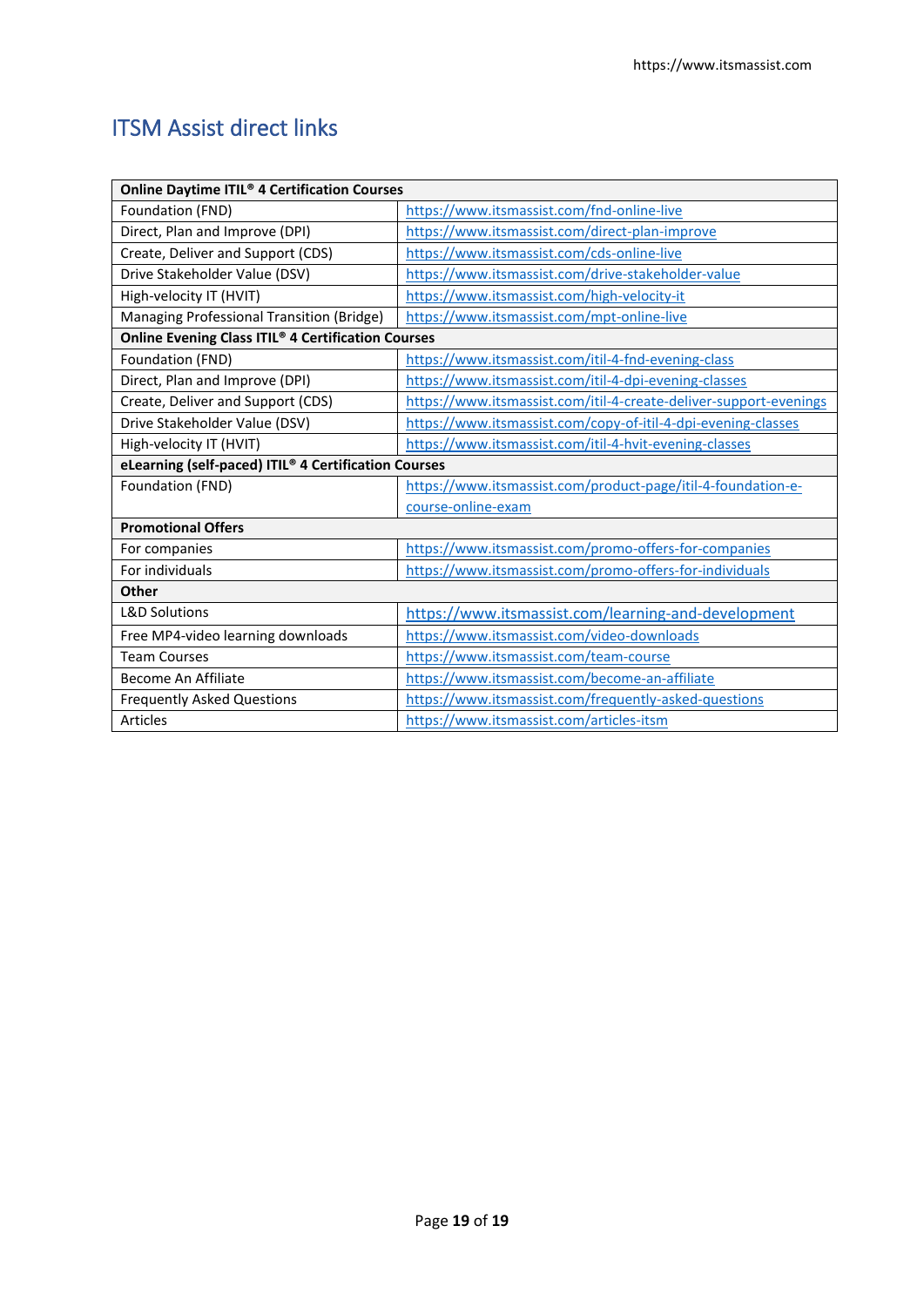# ITSM Assist direct links

| | |
|---|---|
| **Online Daytime ITIL® 4 Certification Courses** | |
| Foundation (FND) | https://www.itsmassist.com/fnd-online-live |
| Direct, Plan and Improve (DPI) | https://www.itsmassist.com/direct-plan-improve |
| Create, Deliver and Support (CDS) | https://www.itsmassist.com/cds-online-live |
| Drive Stakeholder Value (DSV) | https://www.itsmassist.com/drive-stakeholder-value |
| High-velocity IT (HVIT) | https://www.itsmassist.com/high-velocity-it |
| Managing Professional Transition (Bridge) | https://www.itsmassist.com/mpt-online-live |
| **Online Evening Class ITIL® 4 Certification Courses** | |
| Foundation (FND) | https://www.itsmassist.com/itil-4-fnd-evening-class |
| Direct, Plan and Improve (DPI) | https://www.itsmassist.com/itil-4-dpi-evening-classes |
| Create, Deliver and Support (CDS) | https://www.itsmassist.com/itil-4-create-deliver-support-evenings |
| Drive Stakeholder Value (DSV) | https://www.itsmassist.com/copy-of-itil-4-dpi-evening-classes |
| High-velocity IT (HVIT) | https://www.itsmassist.com/itil-4-hvit-evening-classes |
| **eLearning (self-paced) ITIL® 4 Certification Courses** | |
| Foundation (FND) | https://www.itsmassist.com/product-page/itil-4-foundation-e-course-online-exam |
| **Promotional Offers** | |
| For companies | https://www.itsmassist.com/promo-offers-for-companies |
| For individuals | https://www.itsmassist.com/promo-offers-for-individuals |
| **Other** | |
| L&D Solutions | https://www.itsmassist.com/learning-and-development |
| Free MP4-video learning downloads | https://www.itsmassist.com/video-downloads |
| Team Courses | https://www.itsmassist.com/team-course |
| Become An Affiliate | https://www.itsmassist.com/become-an-affiliate |
| Frequently Asked Questions | https://www.itsmassist.com/frequently-asked-questions |
| Articles | https://www.itsmassist.com/articles-itsm |